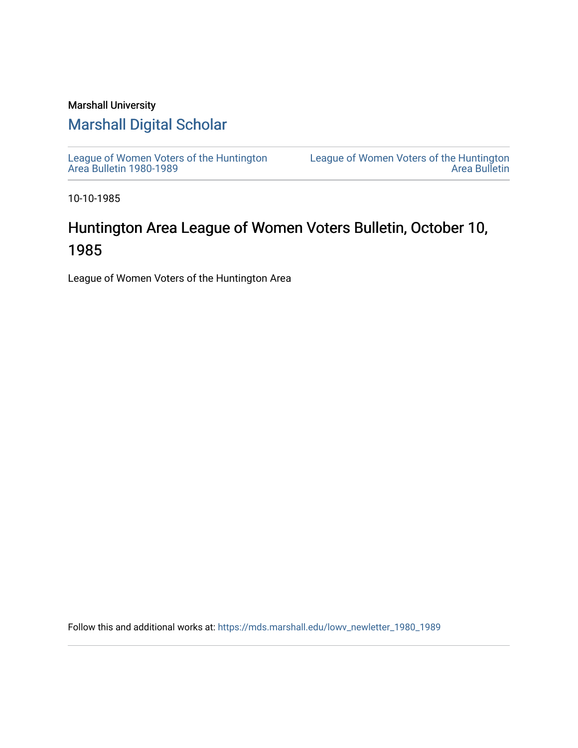Marshall University

## Marshall Digital Scholar

League of Women Voters of the Huntington Area Bulletin 1980-1989

League of Women Voters of the Huntington Area Bulletin

10-10-1985

# Huntington Area League of Women Voters Bulletin, October 10, 1985

League of Women Voters of the Huntington Area

Follow this and additional works at: https://mds.marshall.edu/lowv_newletter_1980_1989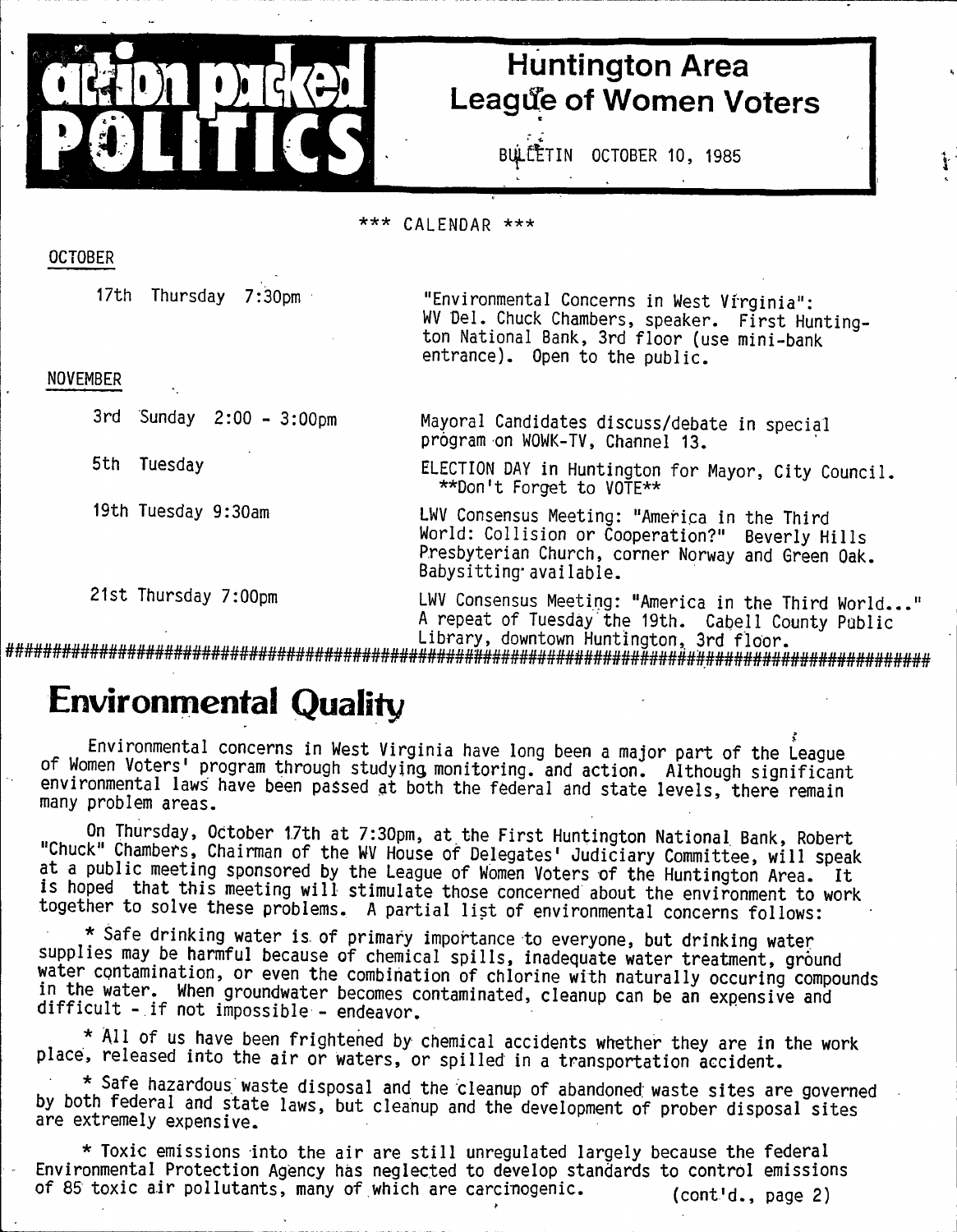# action packed POLITICS

## Huntington Area League of Women Voters

BULLETIN OCTOBER 10, 1985

*** CALENDAR ***

**OCTOBER**

| | |
|---|---|
| 17th Thursday 7:30pm | "Environmental Concerns in West Virginia": WV Del. Chuck Chambers, speaker. First Huntington National Bank, 3rd floor (use mini-bank entrance). Open to the public. |

**NOVEMBER**

| | |
|---|---|
| 3rd Sunday 2:00 - 3:00pm | Mayoral Candidates discuss/debate in special program on WOWK-TV, Channel 13. |
| 5th Tuesday | ELECTION DAY in Huntington for Mayor, City Council. **Don't Forget to VOTE** |
| 19th Tuesday 9:30am | LWV Consensus Meeting: "America in the Third World: Collision or Cooperation?" Beverly Hills Presbyterian Church, corner Norway and Green Oak. Babysitting available. |
| 21st Thursday 7:00pm | LWV Consensus Meeting: "America in the Third World..." A repeat of Tuesday the 19th. Cabell County Public Library, downtown Huntington, 3rd floor. |

# Environmental Quality

Environmental concerns in West Virginia have long been a major part of the League of Women Voters' program through studying, monitoring. and action. Although significant environmental laws have been passed at both the federal and state levels, there remain many problem areas.

On Thursday, October 17th at 7:30pm, at the First Huntington National Bank, Robert "Chuck" Chambers, Chairman of the WV House of Delegates' Judiciary Committee, will speak at a public meeting sponsored by the League of Women Voters of the Huntington Area. It is hoped that this meeting will stimulate those concerned about the environment to work together to solve these problems. A partial list of environmental concerns follows:

* Safe drinking water is of primary importance to everyone, but drinking water supplies may be harmful because of chemical spills, inadequate water treatment, ground water contamination, or even the combination of chlorine with naturally occuring compounds in the water. When groundwater becomes contaminated, cleanup can be an expensive and difficult - if not impossible - endeavor.

* All of us have been frightened by chemical accidents whether they are in the work place, released into the air or waters, or spilled in a transportation accident.

* Safe hazardous waste disposal and the cleanup of abandoned waste sites are governed by both federal and state laws, but cleanup and the development of prober disposal sites are extremely expensive.

* Toxic emissions into the air are still unregulated largely because the federal Environmental Protection Agency has neglected to develop standards to control emissions of 85 toxic air pollutants, many of which are carcinogenic. (cont'd., page 2)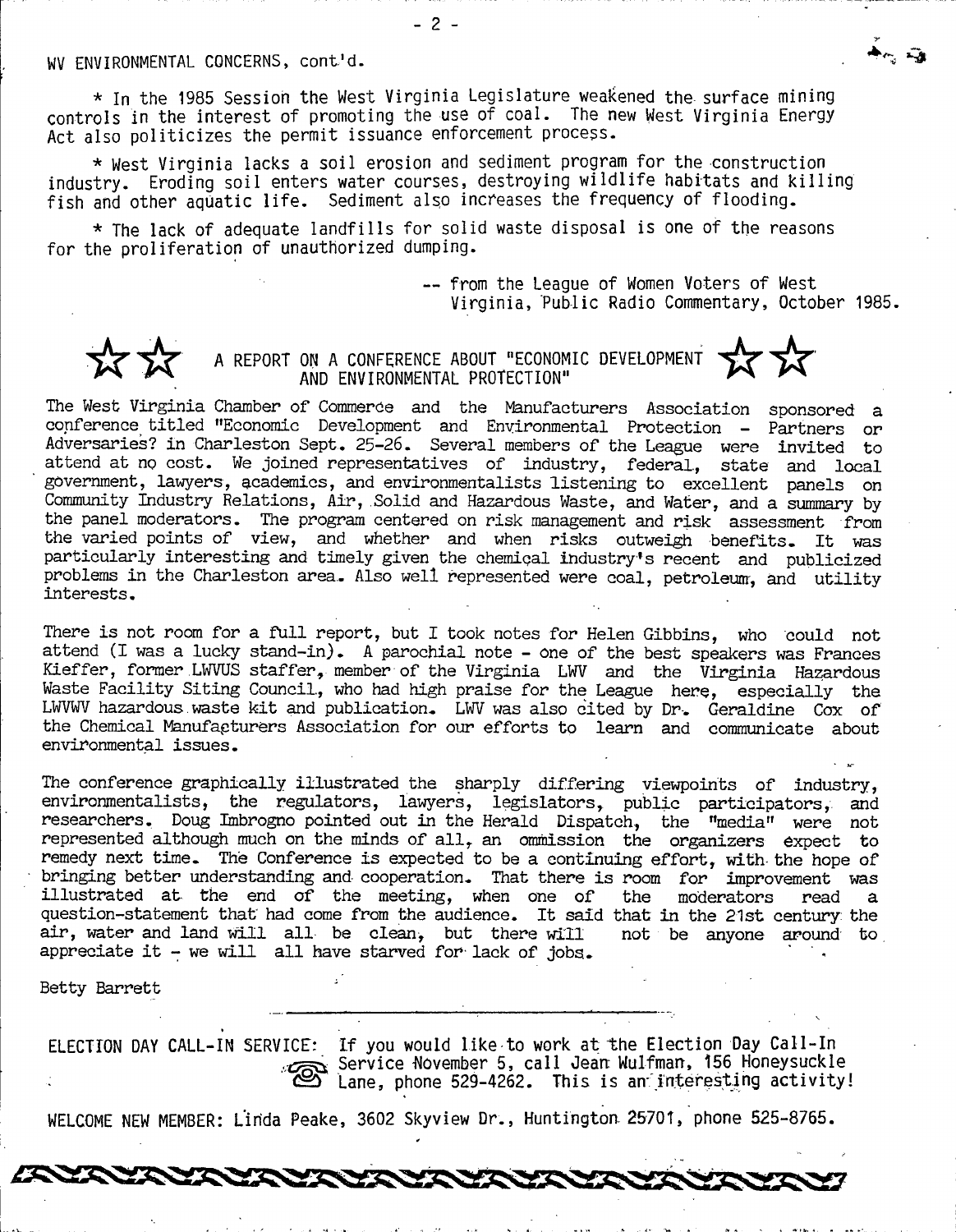WV ENVIRONMENTAL CONCERNS, cont'd.

* In the 1985 Session the West Virginia Legislature weakened the surface mining controls in the interest of promoting the use of coal. The new West Virginia Energy Act also politicizes the permit issuance enforcement process.

* West Virginia lacks a soil erosion and sediment program for the construction industry. Eroding soil enters water courses, destroying wildlife habitats and killing fish and other aquatic life. Sediment also increases the frequency of flooding.

* The lack of adequate landfills for solid waste disposal is one of the reasons for the proliferation of unauthorized dumping.

-- from the League of Women Voters of West Virginia, Public Radio Commentary, October 1985.

## ☆☆ A REPORT ON A CONFERENCE ABOUT "ECONOMIC DEVELOPMENT AND ENVIRONMENTAL PROTECTION" ☆☆

The West Virginia Chamber of Commerce and the Manufacturers Association sponsored a conference titled "Economic Development and Environmental Protection - Partners or Adversaries? in Charleston Sept. 25-26. Several members of the League were invited to attend at no cost. We joined representatives of industry, federal, state and local government, lawyers, academics, and environmentalists listening to excellent panels on Community Industry Relations, Air, Solid and Hazardous Waste, and Water, and a summary by the panel moderators. The program centered on risk management and risk assessment from the varied points of view, and whether and when risks outweigh benefits. It was particularly interesting and timely given the chemical industry's recent and publicized problems in the Charleston area. Also well represented were coal, petroleum, and utility interests.

There is not room for a full report, but I took notes for Helen Gibbins, who could not attend (I was a lucky stand-in). A parochial note - one of the best speakers was Frances Kieffer, former LWVUS staffer, member of the Virginia LWV and the Virginia Hazardous Waste Facility Siting Council, who had high praise for the League here, especially the LWVWV hazardous waste kit and publication. LWV was also cited by Dr. Geraldine Cox of the Chemical Manufacturers Association for our efforts to learn and communicate about environmental issues.

The conference graphically illustrated the sharply differing viewpoints of industry, environmentalists, the regulators, lawyers, legislators, public participators, and researchers. Doug Imbrogno pointed out in the Herald Dispatch, the "media" were not represented although much on the minds of all, an ommission the organizers expect to remedy next time. The Conference is expected to be a continuing effort, with the hope of bringing better understanding and cooperation. That there is room for improvement was illustrated at the end of the meeting, when one of the moderators read a question-statement that had come from the audience. It said that in the 21st century the air, water and land will all be clean, but there will not be anyone around to appreciate it - we will all have starved for lack of jobs.

Betty Barrett

---

ELECTION DAY CALL-IN SERVICE: If you would like to work at the Election Day Call-In Service November 5, call Jean Wulfman, 156 Honeysuckle Lane, phone 529-4262. This is an interesting activity!

WELCOME NEW MEMBER: Linda Peake, 3602 Skyview Dr., Huntington 25701, phone 525-8765.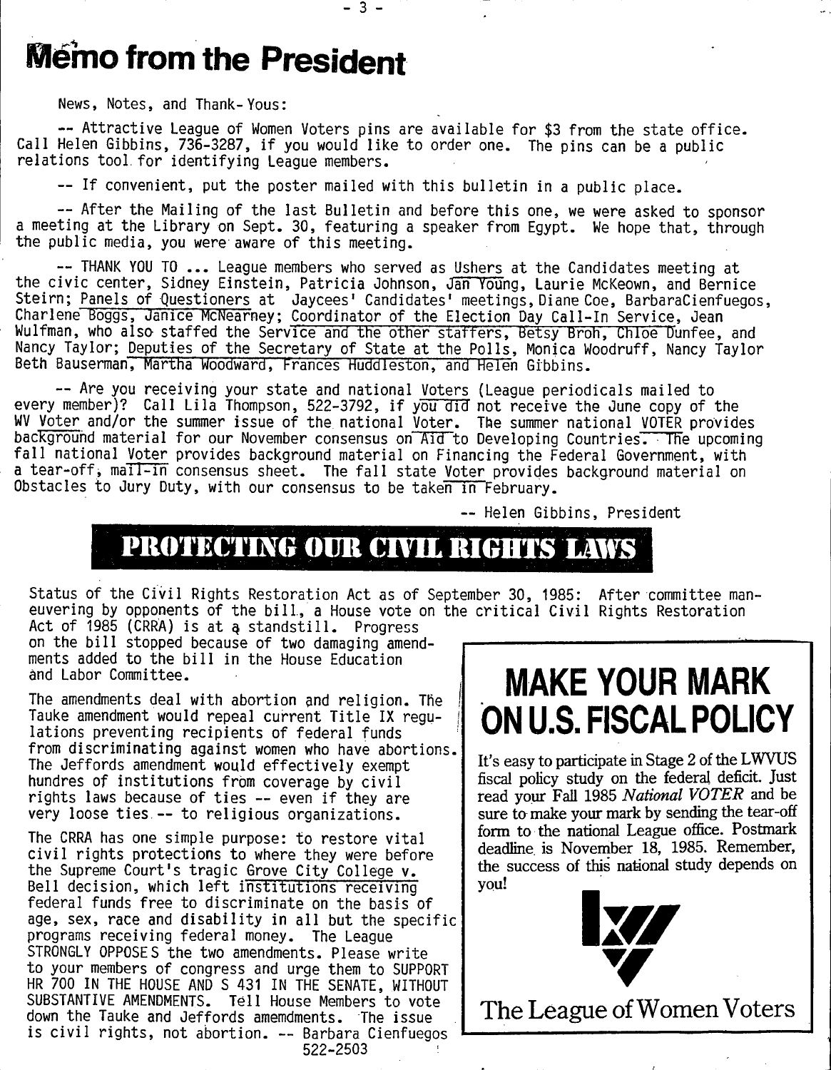# Memo from the President

News, Notes, and Thank-Yous:

-- Attractive League of Women Voters pins are available for $3 from the state office. Call Helen Gibbins, 736-3287, if you would like to order one. The pins can be a public relations tool for identifying League members.

-- If convenient, put the poster mailed with this bulletin in a public place.

-- After the Mailing of the last Bulletin and before this one, we were asked to sponsor a meeting at the Library on Sept. 30, featuring a speaker from Egypt. We hope that, through the public media, you were aware of this meeting.

-- THANK YOU TO ... League members who served as Ushers at the Candidates meeting at the civic center, Sidney Einstein, Patricia Johnson, Jan Young, Laurie McKeown, and Bernice Steirn; Panels of Questioners at Jaycees' Candidates' meetings, Diane Coe, BarbaraCienfuegos, Charlene Boggs, Janice McNearney; Coordinator of the Election Day Call-In Service, Jean Wulfman, who also staffed the Service and the other staffers, Betsy Broh, Chloe Dunfee, and Nancy Taylor; Deputies of the Secretary of State at the Polls, Monica Woodruff, Nancy Taylor Beth Bauserman, Martha Woodward, Frances Huddleston, and Helen Gibbins.

-- Are you receiving your state and national Voters (League periodicals mailed to every member)? Call Lila Thompson, 522-3792, if you did not receive the June copy of the WV Voter and/or the summer issue of the national Voter. The summer national VOTER provides background material for our November consensus on Aid to Developing Countries. The upcoming fall national Voter provides background material on Financing the Federal Government, with a tear-off, mail-in consensus sheet. The fall state Voter provides background material on Obstacles to Jury Duty, with our consensus to be taken in February.

-- Helen Gibbins, President

## PROTECTING OUR CIVIL RIGHTS LAWS

Status of the Civil Rights Restoration Act as of September 30, 1985: After committee maneuvering by opponents of the bill, a House vote on the critical Civil Rights Restoration Act of 1985 (CRRA) is at a standstill. Progress on the bill stopped because of two damaging amendments added to the bill in the House Education and Labor Committee.

The amendments deal with abortion and religion. The Tauke amendment would repeal current Title IX regulations preventing recipients of federal funds from discriminating against women who have abortions. The Jeffords amendment would effectively exempt hundres of institutions from coverage by civil rights laws because of ties -- even if they are very loose ties -- to religious organizations.

The CRRA has one simple purpose: to restore vital civil rights protections to where they were before the Supreme Court's tragic Grove City College v. Bell decision, which left institutions receiving federal funds free to discriminate on the basis of age, sex, race and disability in all but the specific programs receiving federal money. The League STRONGLY OPPOSES the two amendments. Please write to your members of congress and urge them to SUPPORT HR 700 IN THE HOUSE AND S 431 IN THE SENATE, WITHOUT SUBSTANTIVE AMENDMENTS. Tell House Members to vote down the Tauke and Jeffords amemdments. The issue is civil rights, not abortion. -- Barbara Cienfuegos 522-2503

## MAKE YOUR MARK ON U.S. FISCAL POLICY

It's easy to participate in Stage 2 of the LWVUS fiscal policy study on the federal deficit. Just read your Fall 1985 *National VOTER* and be sure to make your mark by sending the tear-off form to the national League office. Postmark deadline is November 18, 1985. Remember, the success of this national study depends on you!

The League of Women Voters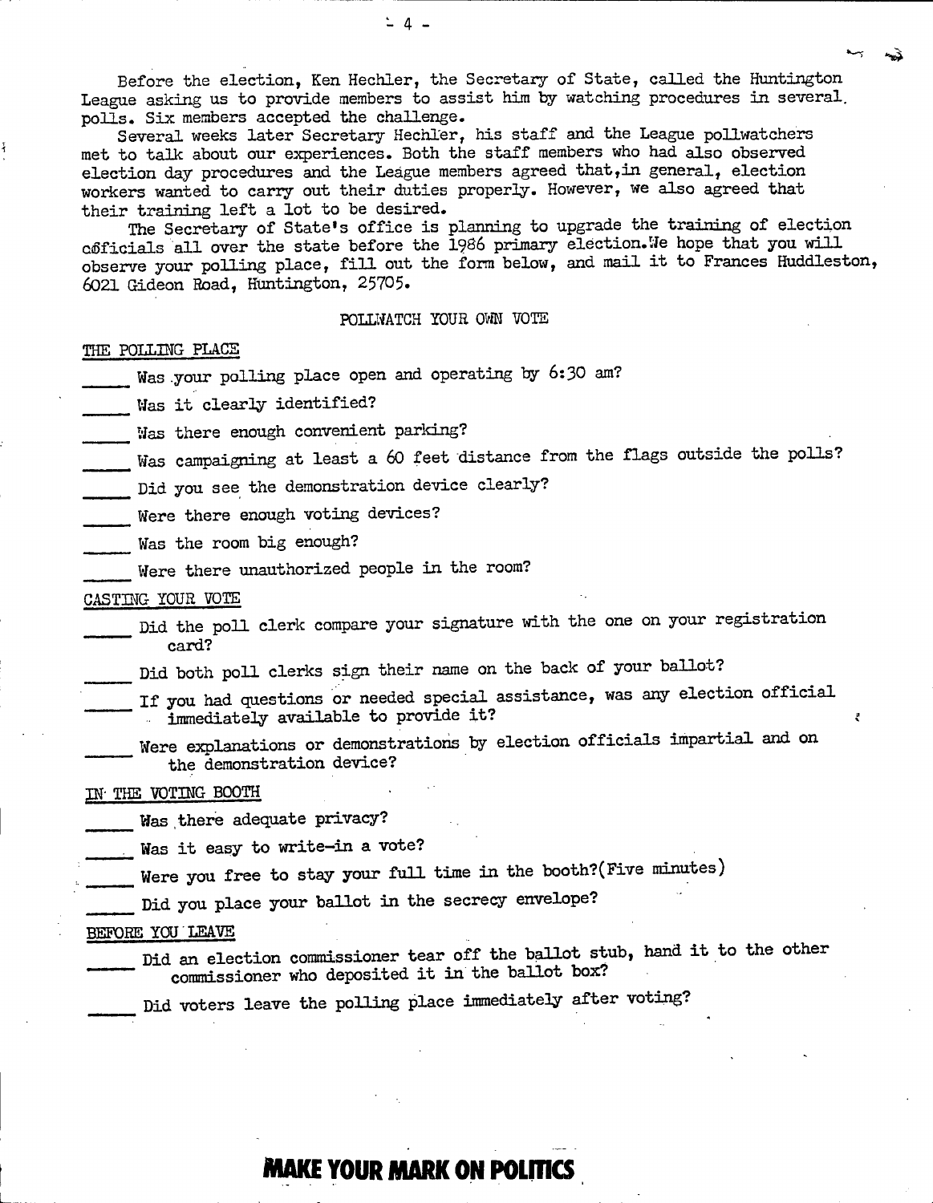Before the election, Ken Hechler, the Secretary of State, called the Huntington League asking us to provide members to assist him by watching procedures in several polls. Six members accepted the challenge.

Several weeks later Secretary Hechler, his staff and the League pollwatchers met to talk about our experiences. Both the staff members who had also observed election day procedures and the League members agreed that, in general, election workers wanted to carry out their duties properly. However, we also agreed that their training left a lot to be desired.

The Secretary of State's office is planning to upgrade the training of election officials all over the state before the 1986 primary election. We hope that you will observe your polling place, fill out the form below, and mail it to Frances Huddleston, 6021 Gideon Road, Huntington, 25705.

## POLLWATCH YOUR OWN VOTE

### THE POLLING PLACE

_____ Was your polling place open and operating by 6:30 am?

_____ Was it clearly identified?

_____ Was there enough convenient parking?

_____ Was campaigning at least a 60 feet distance from the flags outside the polls?

_____ Did you see the demonstration device clearly?

_____ Were there enough voting devices?

_____ Was the room big enough?

_____ Were there unauthorized people in the room?

### CASTING YOUR VOTE

_____ Did the poll clerk compare your signature with the one on your registration card?

_____ Did both poll clerks sign their name on the back of your ballot?

_____ If you had questions or needed special assistance, was any election official immediately available to provide it?

_____ Were explanations or demonstrations by election officials impartial and on the demonstration device?

### IN THE VOTING BOOTH

_____ Was there adequate privacy?

_____ Was it easy to write-in a vote?

_____ Were you free to stay your full time in the booth? (Five minutes)

_____ Did you place your ballot in the secrecy envelope?

### BEFORE YOU LEAVE

_____ Did an election commissioner tear off the ballot stub, hand it to the other commissioner who deposited it in the ballot box?

_____ Did voters leave the polling place immediately after voting?

**MAKE YOUR MARK ON POLITICS**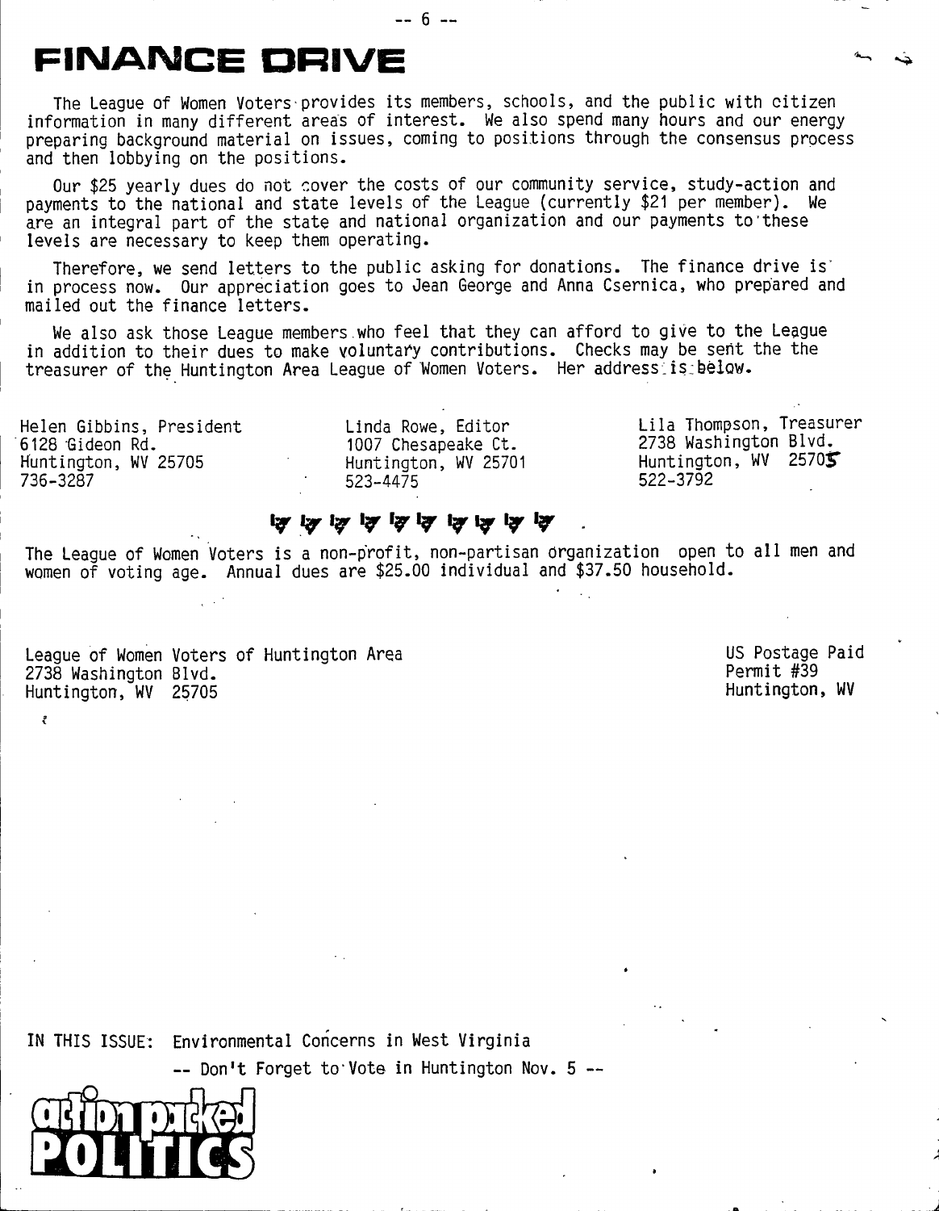# FINANCE DRIVE

The League of Women Voters provides its members, schools, and the public with citizen information in many different areas of interest. We also spend many hours and our energy preparing background material on issues, coming to positions through the consensus process and then lobbying on the positions.

Our $25 yearly dues do not cover the costs of our community service, study-action and payments to the national and state levels of the League (currently $21 per member). We are an integral part of the state and national organization and our payments to these levels are necessary to keep them operating.

Therefore, we send letters to the public asking for donations. The finance drive is in process now. Our appreciation goes to Jean George and Anna Csernica, who prepared and mailed out the finance letters.

We also ask those League members who feel that they can afford to give to the League in addition to their dues to make voluntary contributions. Checks may be sent the the treasurer of the Huntington Area League of Women Voters. Her address is below.

Helen Gibbins, President
6128 Gideon Rd.
Huntington, WV 25705
736-3287

Linda Rowe, Editor
1007 Chesapeake Ct.
Huntington, WV 25701
523-4475

Lila Thompson, Treasurer
2738 Washington Blvd.
Huntington, WV 25705
522-3792

The League of Women Voters is a non-profit, non-partisan organization open to all men and women of voting age. Annual dues are $25.00 individual and $37.50 household.

League of Women Voters of Huntington Area
2738 Washington Blvd.
Huntington, WV 25705

US Postage Paid
Permit #39
Huntington, WV

IN THIS ISSUE: Environmental Concerns in West Virginia

-- Don't Forget to Vote in Huntington Nov. 5 --

action packed POLITICS